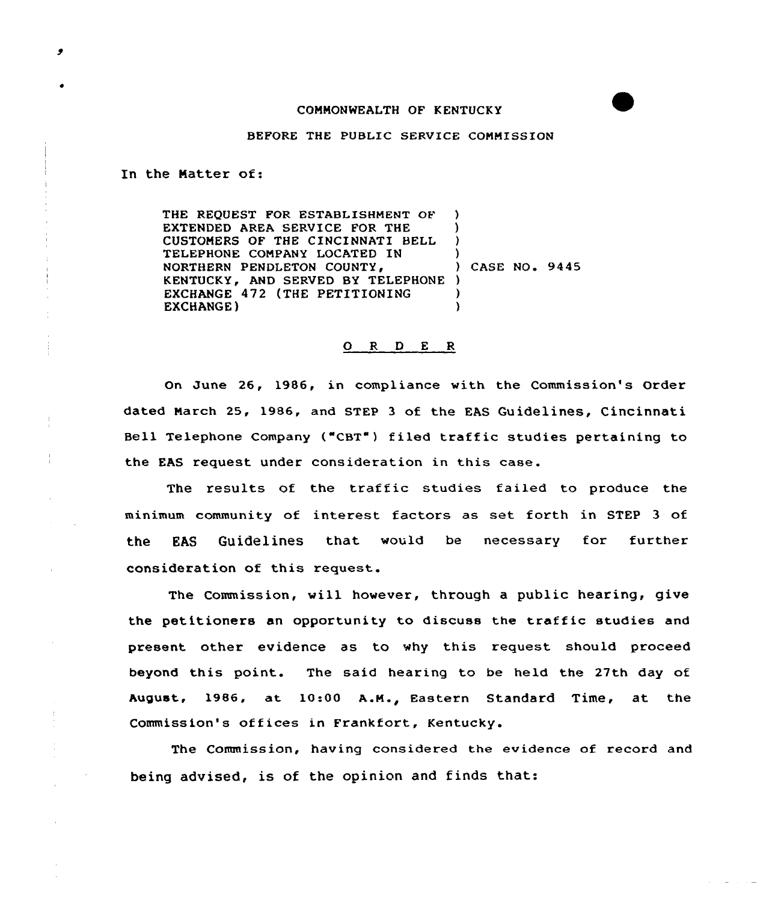COMMONWEALTH OF KENTUCKY

BEFORE THE PUBLIC SERVICE COMMISSION

In the Matter of:

THE REQUEST FOR ESTABLISHMENT OF EXTENDED AREA SERVICE FOR THE CUSTOMERS OF THE CINCINNATI BELL TELEPHONE COMPANY LOCATED IN NORTHERN PENDLETON COUNTY, KENTUCKY, AND SERVED BY TELEPHONE EXCHANGE 472 (THE PETITIONING EXCHANGE) ) CASE NO. 9445

## O R D E R

On June 26, 1986, in compliance with the Commission's Order dated March 25, 1986, and STEP 3 of the EAS Guidelines, Cincinnati Bell Telephone Company ("CBT") filed traffic studies pertaining to the EAS request under consideration in this case.

The results of the traffic studies failed to produce the minimum community of interest factors as set forth in STEP 3 of the EAS Guidelines that would be necessary for further consideration of this request.

The Commission, will however, through a public hearing, give the petitioners an opportunity to discuss the traffic studies and present other evidence as to why this request should proceed beyond this point. The said hearing to be held the 27th day of August, 1986, at 10:00 A.M., Eastern Standard Time, at the Commission's offices in Frankfort, Kentucky.

The Commission, having considered the evidence of record and being advised, is of the opinion and finds that: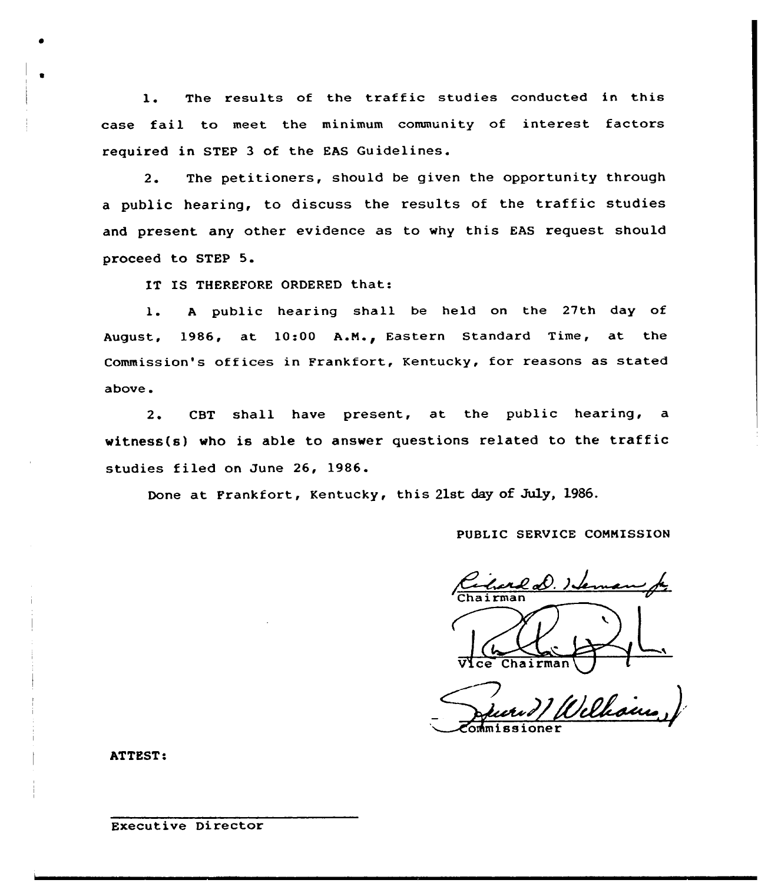1. The results of the traffic studies conducted in this case fail to meet the minimum community of interest factors required in STEP 3 of the EAS Guidelines.

2. The petitioners, should be given the opportunity through a public hearing, to discuss the results of the traffic studies and present any other evidence as to why this EAS request should proceed to STEP 5.

IT IS THEREFORE ORDERED that:

1. A public hearing shall be held on the 27th day of August, 1986, at 10:00 A.M., Eastern Standard Time, at the Commission's offices in Frankfort, Kentucky, for reasons as stated above.

2. CBT shall have present, at the public hearing, a witness(s) who is able to answer questions related to the traffic studies filed on June 26, 1986.

Done at Frankfort, Kentucky, this 21st day of July, 1986.

PUBLIC SERVICE COMMISSION

Chairman

Vice Chairman

Commissioner

ATTEST:

Executive Director